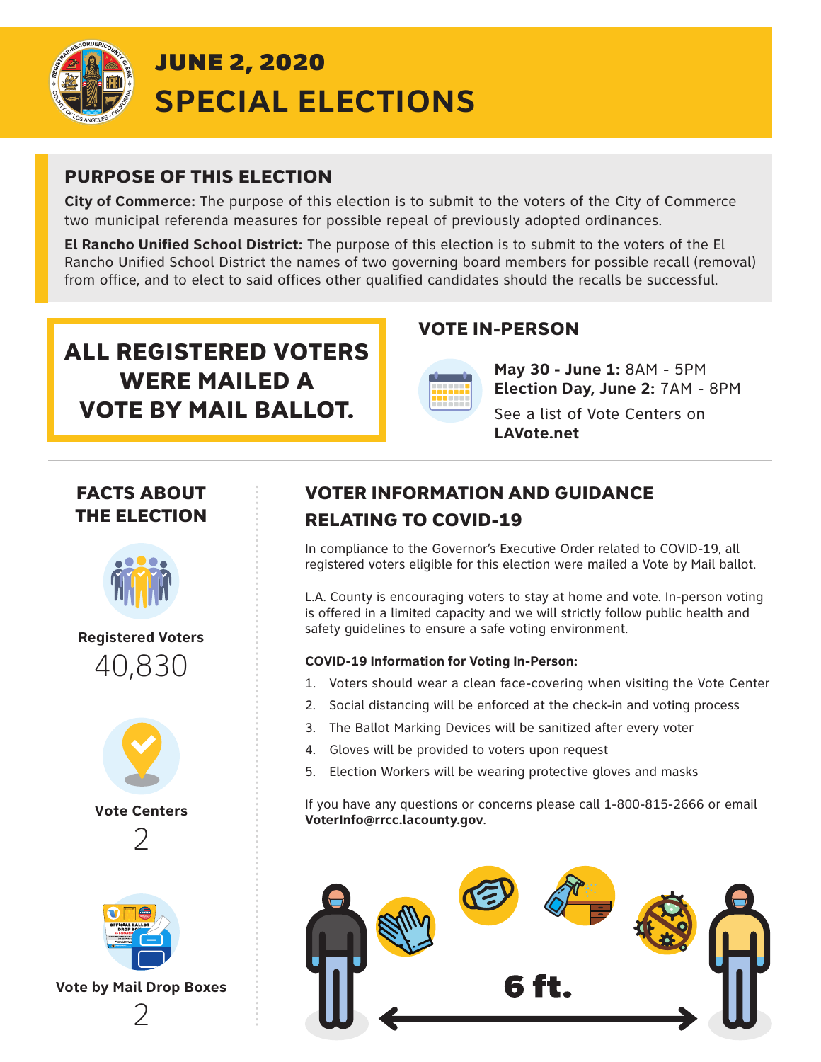# JUNE 2, 2020
# SPECIAL ELECTIONS

## PURPOSE OF THIS ELECTION

**City of Commerce:** The purpose of this election is to submit to the voters of the City of Commerce two municipal referenda measures for possible repeal of previously adopted ordinances.

**El Rancho Unified School District:** The purpose of this election is to submit to the voters of the El Rancho Unified School District the names of two governing board members for possible recall (removal) from office, and to elect to said offices other qualified candidates should the recalls be successful.

**ALL REGISTERED VOTERS WERE MAILED A VOTE BY MAIL BALLOT.**

## VOTE IN-PERSON

**May 30 - June 1:** 8AM - 5PM
**Election Day, June 2:** 7AM - 8PM

See a list of Vote Centers on **LAVote.net**

## FACTS ABOUT THE ELECTION

**Registered Voters**
40,830

**Vote Centers**
2

**Vote by Mail Drop Boxes**
2

## VOTER INFORMATION AND GUIDANCE RELATING TO COVID-19

In compliance to the Governor's Executive Order related to COVID-19, all registered voters eligible for this election were mailed a Vote by Mail ballot.

L.A. County is encouraging voters to stay at home and vote. In-person voting is offered in a limited capacity and we will strictly follow public health and safety guidelines to ensure a safe voting environment.

**COVID-19 Information for Voting In-Person:**

1. Voters should wear a clean face-covering when visiting the Vote Center
2. Social distancing will be enforced at the check-in and voting process
3. The Ballot Marking Devices will be sanitized after every voter
4. Gloves will be provided to voters upon request
5. Election Workers will be wearing protective gloves and masks

If you have any questions or concerns please call 1-800-815-2666 or email **VoterInfo@rrcc.lacounty.gov**.

6 ft.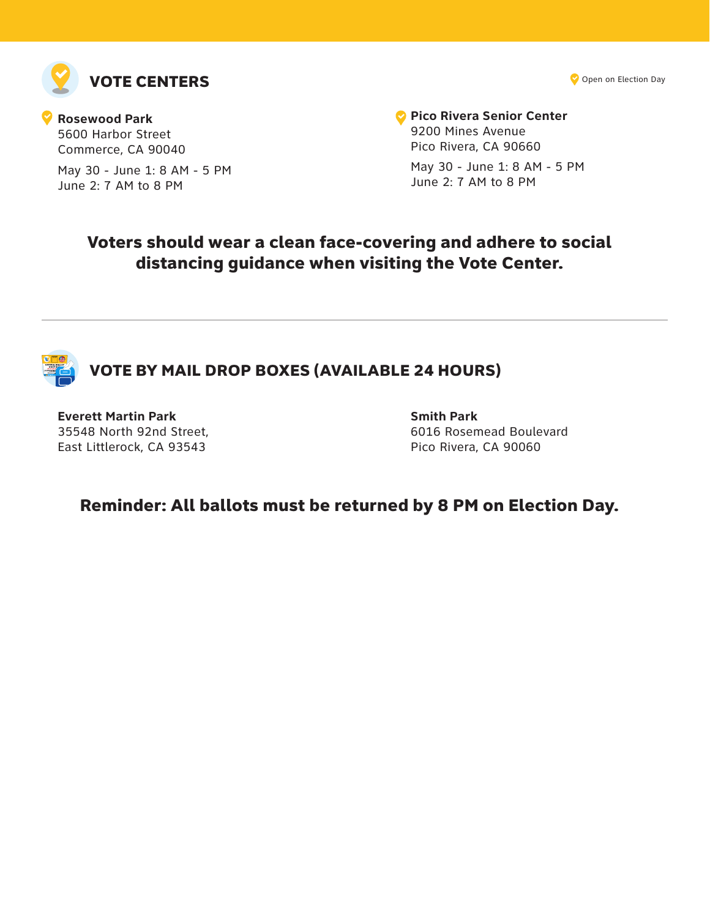## VOTE CENTERS

Open on Election Day

**Rosewood Park**
5600 Harbor Street
Commerce, CA 90040

May 30 - June 1: 8 AM - 5 PM
June 2: 7 AM to 8 PM

**Pico Rivera Senior Center**
9200 Mines Avenue
Pico Rivera, CA 90660

May 30 - June 1: 8 AM - 5 PM
June 2: 7 AM to 8 PM

**Voters should wear a clean face-covering and adhere to social distancing guidance when visiting the Vote Center.**

---

## VOTE BY MAIL DROP BOXES (AVAILABLE 24 HOURS)

**Everett Martin Park**
35548 North 92nd Street,
East Littlerock, CA 93543

**Smith Park**
6016 Rosemead Boulevard
Pico Rivera, CA 90060

**Reminder: All ballots must be returned by 8 PM on Election Day.**